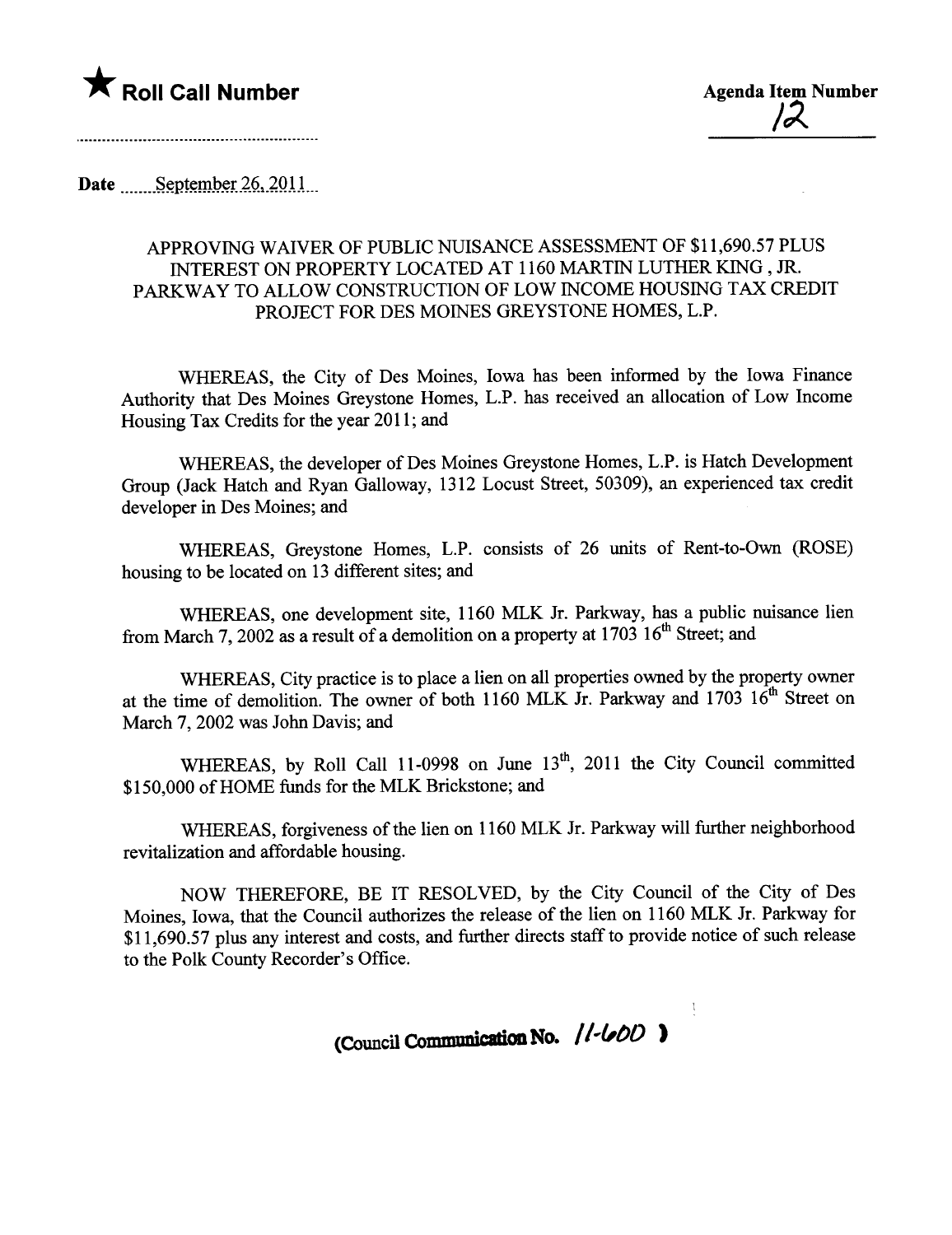★ **Roll Call Number**

**Agenda Item Number**
12

Date September 26, 2011

## APPROVING WAIVER OF PUBLIC NUISANCE ASSESSMENT OF $11,690.57 PLUS INTEREST ON PROPERTY LOCATED AT 1160 MARTIN LUTHER KING , JR. PARKWAY TO ALLOW CONSTRUCTION OF LOW INCOME HOUSING TAX CREDIT PROJECT FOR DES MOINES GREYSTONE HOMES, L.P.

WHEREAS, the City of Des Moines, Iowa has been informed by the Iowa Finance Authority that Des Moines Greystone Homes, L.P. has received an allocation of Low Income Housing Tax Credits for the year 2011; and

WHEREAS, the developer of Des Moines Greystone Homes, L.P. is Hatch Development Group (Jack Hatch and Ryan Galloway, 1312 Locust Street, 50309), an experienced tax credit developer in Des Moines; and

WHEREAS, Greystone Homes, L.P. consists of 26 units of Rent-to-Own (ROSE) housing to be located on 13 different sites; and

WHEREAS, one development site, 1160 MLK Jr. Parkway, has a public nuisance lien from March 7, 2002 as a result of a demolition on a property at 1703 16th Street; and

WHEREAS, City practice is to place a lien on all properties owned by the property owner at the time of demolition. The owner of both 1160 MLK Jr. Parkway and 1703 16th Street on March 7, 2002 was John Davis; and

WHEREAS, by Roll Call 11-0998 on June 13th, 2011 the City Council committed $150,000 of HOME funds for the MLK Brickstone; and

WHEREAS, forgiveness of the lien on 1160 MLK Jr. Parkway will further neighborhood revitalization and affordable housing.

NOW THEREFORE, BE IT RESOLVED, by the City Council of the City of Des Moines, Iowa, that the Council authorizes the release of the lien on 1160 MLK Jr. Parkway for $11,690.57 plus any interest and costs, and further directs staff to provide notice of such release to the Polk County Recorder's Office.

(Council Communication No. 11-600 )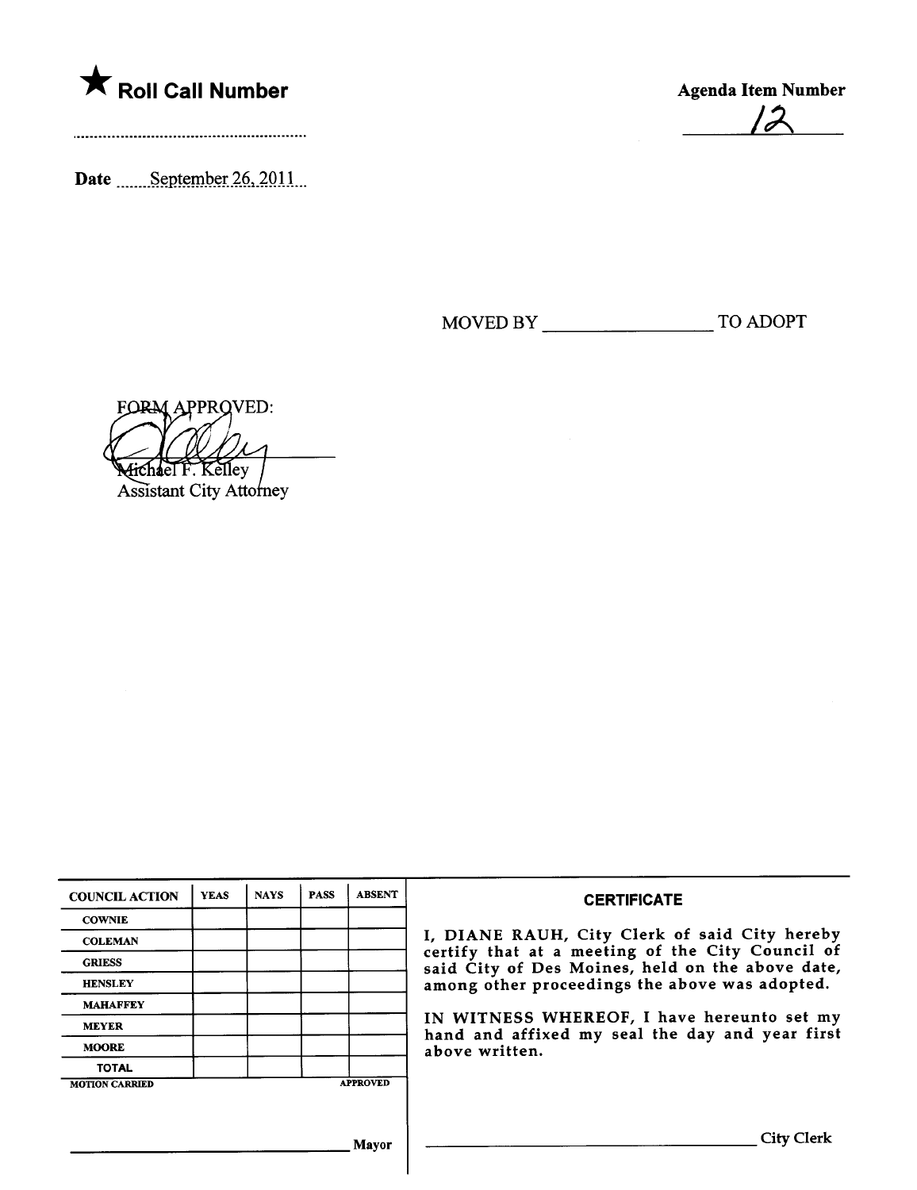★ **Roll Call Number**

**Agenda Item Number**

12

**Date** September 26, 2011

MOVED BY __________________ TO ADOPT

FORM APPROVED:

Michael F. Kelley
Assistant City Attorney

| COUNCIL ACTION | YEAS | NAYS | PASS | ABSENT |
|---|---|---|---|---|
| COWNIE | | | | |
| COLEMAN | | | | |
| GRIESS | | | | |
| HENSLEY | | | | |
| MAHAFFEY | | | | |
| MEYER | | | | |
| MOORE | | | | |
| TOTAL | | | | |

MOTION CARRIED APPROVED

__________________________ Mayor

**CERTIFICATE**

I, DIANE RAUH, City Clerk of said City hereby certify that at a meeting of the City Council of said City of Des Moines, held on the above date, among other proceedings the above was adopted.

IN WITNESS WHEREOF, I have hereunto set my hand and affixed my seal the day and year first above written.

__________________________ City Clerk